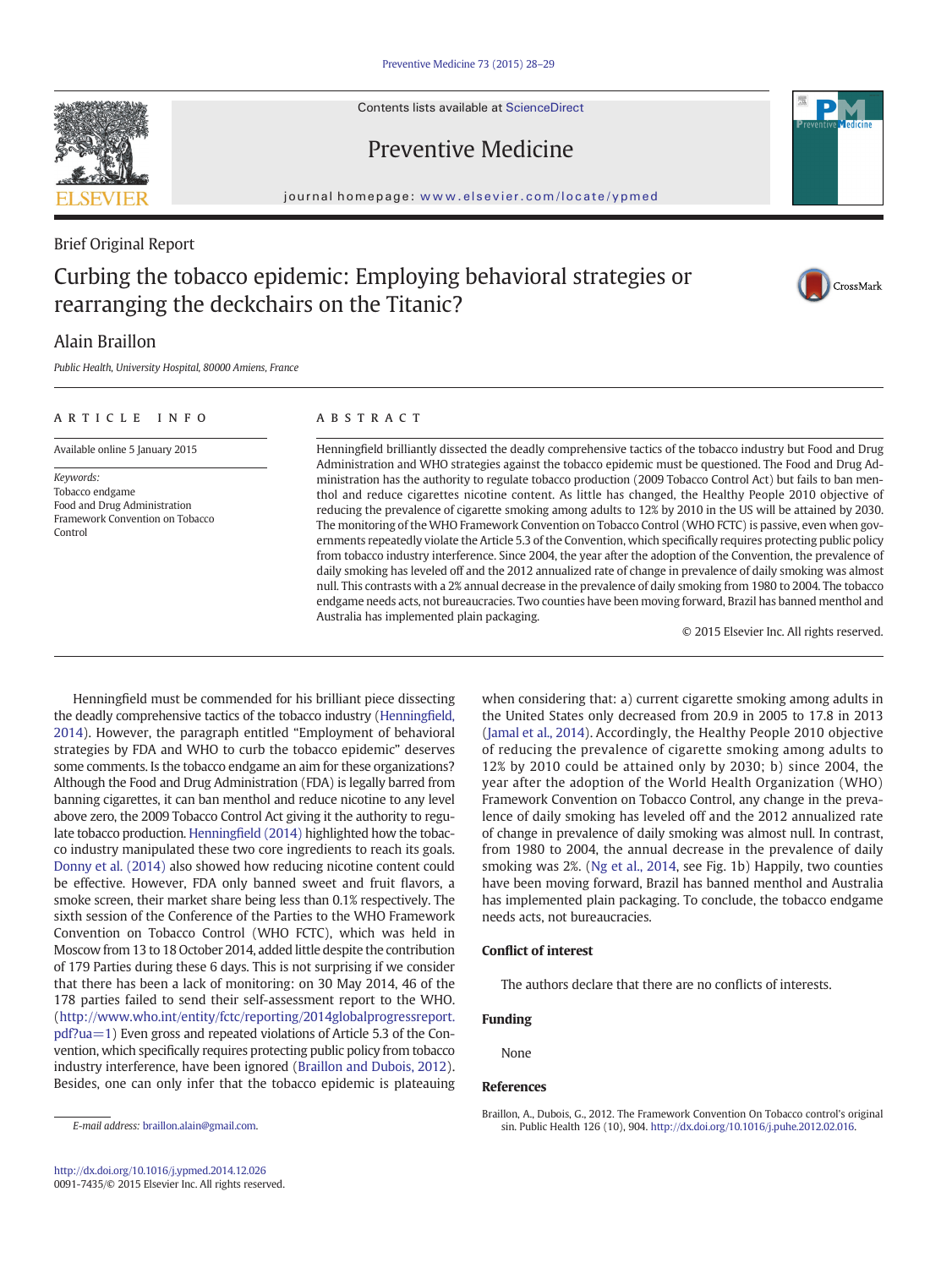Contents lists available at ScienceDirect

# Preventive Medicine

journal homepage: www.elsevier.com/locate/ypmed

Brief Original Report

# Curbing the tobacco epidemic: Employing behavioral strategies or rearranging the deckchairs on the Titanic?

Alain Braillon

*Public Health, University Hospital, 80000 Amiens, France*

## ARTICLE INFO

Available online 5 January 2015

*Keywords:*
Tobacco endgame
Food and Drug Administration
Framework Convention on Tobacco Control

## ABSTRACT

Henningfield brilliantly dissected the deadly comprehensive tactics of the tobacco industry but Food and Drug Administration and WHO strategies against the tobacco epidemic must be questioned. The Food and Drug Administration has the authority to regulate tobacco production (2009 Tobacco Control Act) but fails to ban menthol and reduce cigarettes nicotine content. As little has changed, the Healthy People 2010 objective of reducing the prevalence of cigarette smoking among adults to 12% by 2010 in the US will be attained by 2030. The monitoring of the WHO Framework Convention on Tobacco Control (WHO FCTC) is passive, even when governments repeatedly violate the Article 5.3 of the Convention, which specifically requires protecting public policy from tobacco industry interference. Since 2004, the year after the adoption of the Convention, the prevalence of daily smoking has leveled off and the 2012 annualized rate of change in prevalence of daily smoking was almost null. This contrasts with a 2% annual decrease in the prevalence of daily smoking from 1980 to 2004. The tobacco endgame needs acts, not bureaucracies. Two counties have been moving forward, Brazil has banned menthol and Australia has implemented plain packaging.

© 2015 Elsevier Inc. All rights reserved.

Henningfield must be commended for his brilliant piece dissecting the deadly comprehensive tactics of the tobacco industry (Henningfield, 2014). However, the paragraph entitled "Employment of behavioral strategies by FDA and WHO to curb the tobacco epidemic" deserves some comments. Is the tobacco endgame an aim for these organizations? Although the Food and Drug Administration (FDA) is legally barred from banning cigarettes, it can ban menthol and reduce nicotine to any level above zero, the 2009 Tobacco Control Act giving it the authority to regulate tobacco production. Henningfield (2014) highlighted how the tobacco industry manipulated these two core ingredients to reach its goals. Donny et al. (2014) also showed how reducing nicotine content could be effective. However, FDA only banned sweet and fruit flavors, a smoke screen, their market share being less than 0.1% respectively. The sixth session of the Conference of the Parties to the WHO Framework Convention on Tobacco Control (WHO FCTC), which was held in Moscow from 13 to 18 October 2014, added little despite the contribution of 179 Parties during these 6 days. This is not surprising if we consider that there has been a lack of monitoring: on 30 May 2014, 46 of the 178 parties failed to send their self-assessment report to the WHO. (http://www.who.int/entity/fctc/reporting/2014globalprogressreport.pdf?ua=1) Even gross and repeated violations of Article 5.3 of the Convention, which specifically requires protecting public policy from tobacco industry interference, have been ignored (Braillon and Dubois, 2012). Besides, one can only infer that the tobacco epidemic is plateauing when considering that: a) current cigarette smoking among adults in the United States only decreased from 20.9 in 2005 to 17.8 in 2013 (Jamal et al., 2014). Accordingly, the Healthy People 2010 objective of reducing the prevalence of cigarette smoking among adults to 12% by 2010 could be attained only by 2030; b) since 2004, the year after the adoption of the World Health Organization (WHO) Framework Convention on Tobacco Control, any change in the prevalence of daily smoking has leveled off and the 2012 annualized rate of change in prevalence of daily smoking was almost null. In contrast, from 1980 to 2004, the annual decrease in the prevalence of daily smoking was 2%. (Ng et al., 2014, see Fig. 1b) Happily, two counties have been moving forward, Brazil has banned menthol and Australia has implemented plain packaging. To conclude, the tobacco endgame needs acts, not bureaucracies.

### Conflict of interest

The authors declare that there are no conflicts of interests.

### Funding

None

### References

Braillon, A., Dubois, G., 2012. The Framework Convention On Tobacco control's original sin. Public Health 126 (10), 904. http://dx.doi.org/10.1016/j.puhe.2012.02.016.

*E-mail address:* braillon.alain@gmail.com.

http://dx.doi.org/10.1016/j.ypmed.2014.12.026
0091-7435/© 2015 Elsevier Inc. All rights reserved.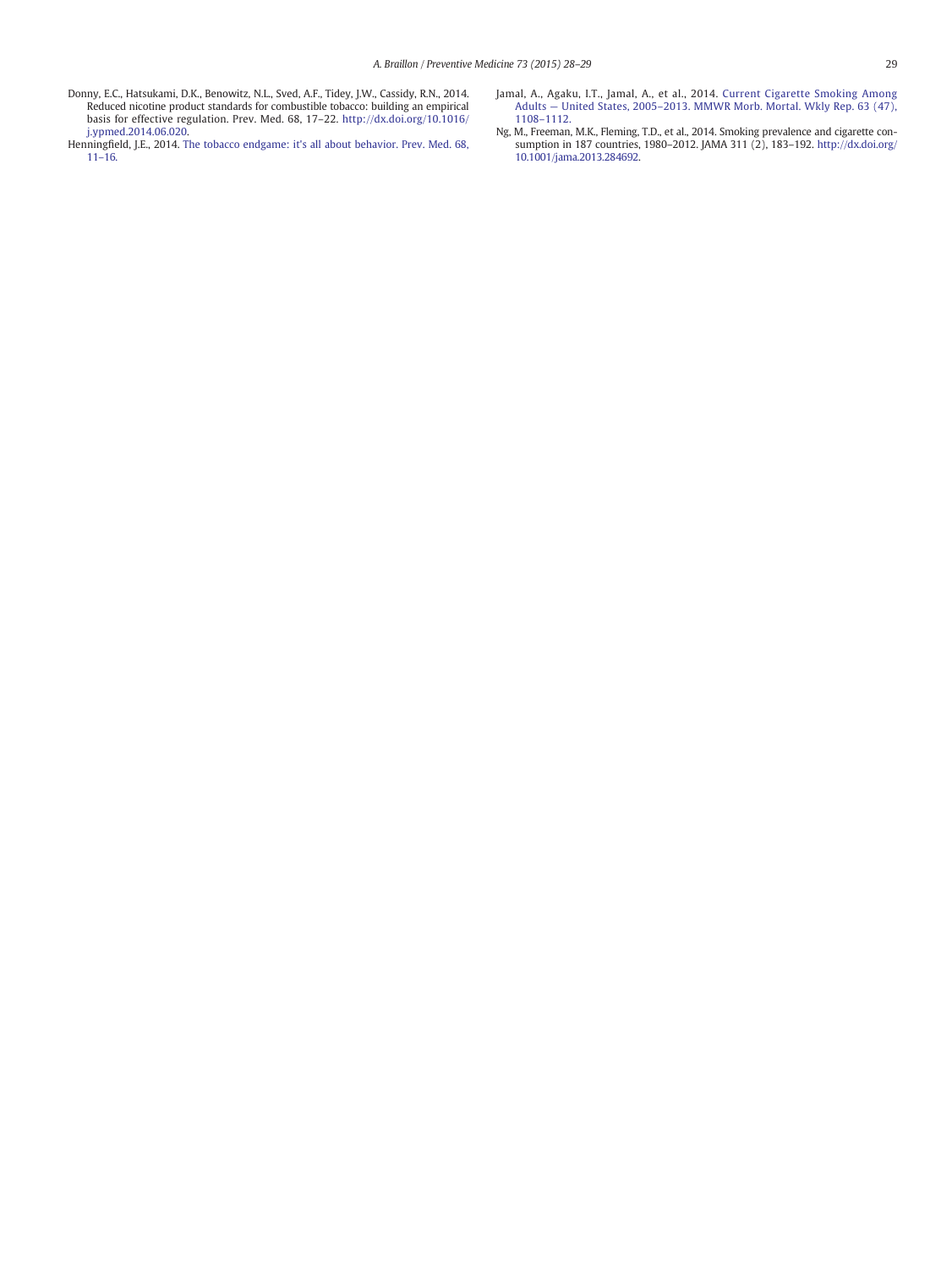Donny, E.C., Hatsukami, D.K., Benowitz, N.L., Sved, A.F., Tidey, J.W., Cassidy, R.N., 2014. Reduced nicotine product standards for combustible tobacco: building an empirical basis for effective regulation. Prev. Med. 68, 17–22. http://dx.doi.org/10.1016/j.ypmed.2014.06.020.

Henningfield, J.E., 2014. The tobacco endgame: it's all about behavior. Prev. Med. 68, 11–16.

Jamal, A., Agaku, I.T., Jamal, A., et al., 2014. Current Cigarette Smoking Among Adults — United States, 2005–2013. MMWR Morb. Mortal. Wkly Rep. 63 (47), 1108–1112.

Ng, M., Freeman, M.K., Fleming, T.D., et al., 2014. Smoking prevalence and cigarette consumption in 187 countries, 1980–2012. JAMA 311 (2), 183–192. http://dx.doi.org/10.1001/jama.2013.284692.